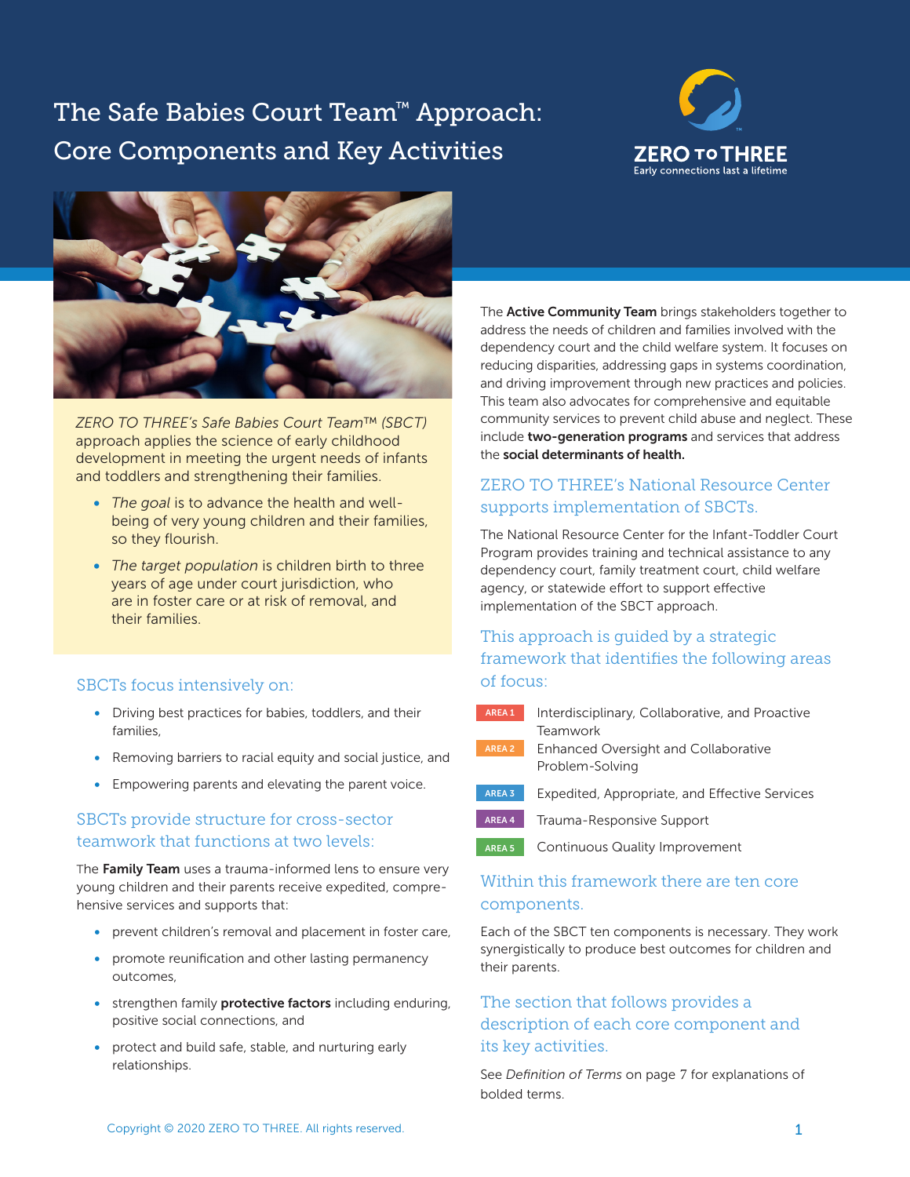# The Safe Babies Court Team™ Approach: Core Components and Key Activities

ZERO TO THREE
Early connections last a lifetime

*ZERO TO THREE's Safe Babies Court Team™ (SBCT)* approach applies the science of early childhood development in meeting the urgent needs of infants and toddlers and strengthening their families.

- *The goal* is to advance the health and well-being of very young children and their families, so they flourish.
- *The target population* is children birth to three years of age under court jurisdiction, who are in foster care or at risk of removal, and their families.

## SBCTs focus intensively on:

- Driving best practices for babies, toddlers, and their families,
- Removing barriers to racial equity and social justice, and
- Empowering parents and elevating the parent voice.

## SBCTs provide structure for cross-sector teamwork that functions at two levels:

The **Family Team** uses a trauma-informed lens to ensure very young children and their parents receive expedited, comprehensive services and supports that:

- prevent children's removal and placement in foster care,
- promote reunification and other lasting permanency outcomes,
- strengthen family **protective factors** including enduring, positive social connections, and
- protect and build safe, stable, and nurturing early relationships.

The **Active Community Team** brings stakeholders together to address the needs of children and families involved with the dependency court and the child welfare system. It focuses on reducing disparities, addressing gaps in systems coordination, and driving improvement through new practices and policies. This team also advocates for comprehensive and equitable community services to prevent child abuse and neglect. These include **two-generation programs** and services that address the **social determinants of health.**

## ZERO TO THREE's National Resource Center supports implementation of SBCTs.

The National Resource Center for the Infant-Toddler Court Program provides training and technical assistance to any dependency court, family treatment court, child welfare agency, or statewide effort to support effective implementation of the SBCT approach.

## This approach is guided by a strategic framework that identifies the following areas of focus:

- **AREA 1** Interdisciplinary, Collaborative, and Proactive Teamwork
- **AREA 2** Enhanced Oversight and Collaborative Problem-Solving
- **AREA 3** Expedited, Appropriate, and Effective Services
- **AREA 4** Trauma-Responsive Support
- **AREA 5** Continuous Quality Improvement

## Within this framework there are ten core components.

Each of the SBCT ten components is necessary. They work synergistically to produce best outcomes for children and their parents.

## The section that follows provides a description of each core component and its key activities.

See *Definition of Terms* on page 7 for explanations of bolded terms.

Copyright © 2020 ZERO TO THREE. All rights reserved.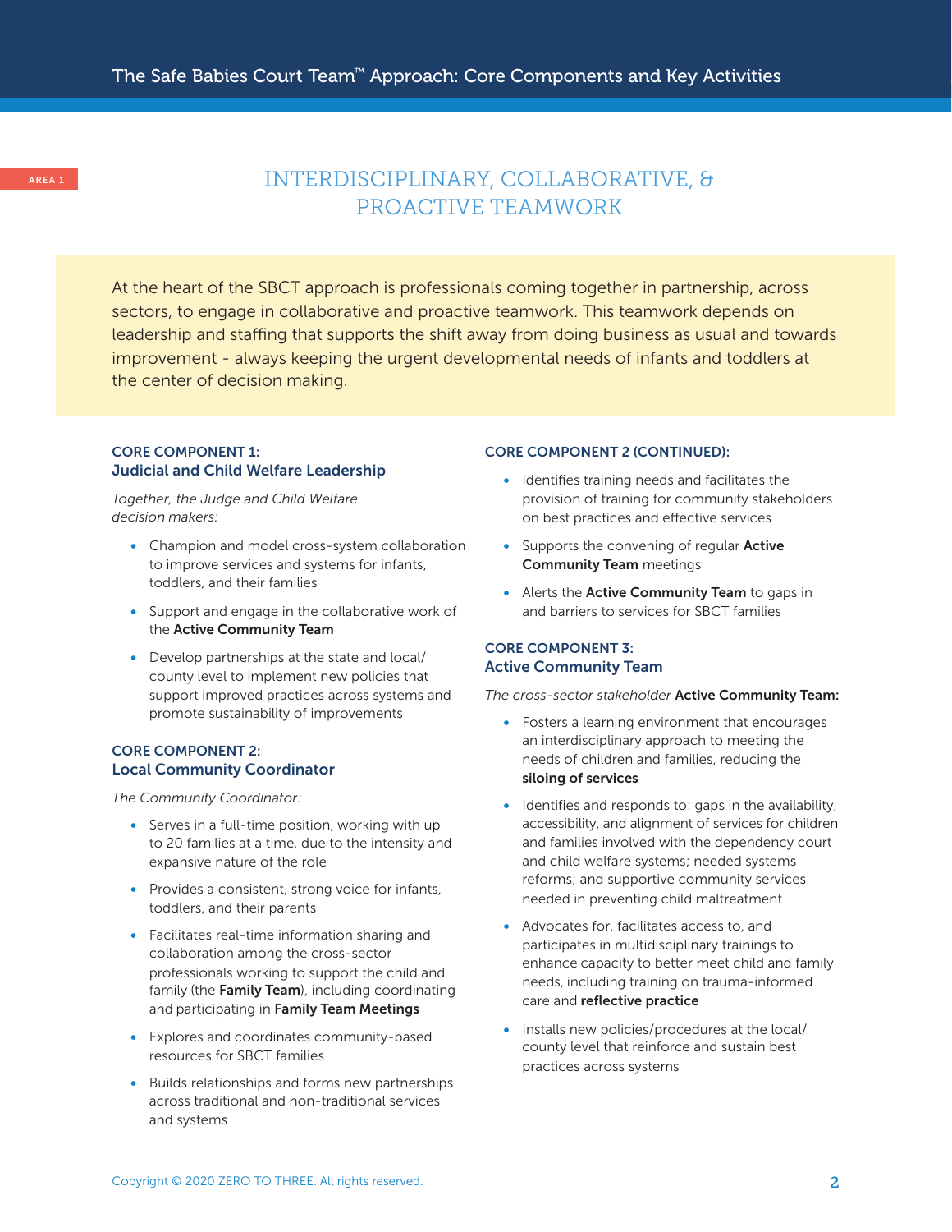AREA 1

# INTERDISCIPLINARY, COLLABORATIVE, & PROACTIVE TEAMWORK

At the heart of the SBCT approach is professionals coming together in partnership, across sectors, to engage in collaborative and proactive teamwork. This teamwork depends on leadership and staffing that supports the shift away from doing business as usual and towards improvement - always keeping the urgent developmental needs of infants and toddlers at the center of decision making.

## CORE COMPONENT 1: Judicial and Child Welfare Leadership

*Together, the Judge and Child Welfare decision makers:*

- Champion and model cross-system collaboration to improve services and systems for infants, toddlers, and their families
- Support and engage in the collaborative work of the **Active Community Team**
- Develop partnerships at the state and local/county level to implement new policies that support improved practices across systems and promote sustainability of improvements

## CORE COMPONENT 2: Local Community Coordinator

*The Community Coordinator:*

- Serves in a full-time position, working with up to 20 families at a time, due to the intensity and expansive nature of the role
- Provides a consistent, strong voice for infants, toddlers, and their parents
- Facilitates real-time information sharing and collaboration among the cross-sector professionals working to support the child and family (the **Family Team**), including coordinating and participating in **Family Team Meetings**
- Explores and coordinates community-based resources for SBCT families
- Builds relationships and forms new partnerships across traditional and non-traditional services and systems

## CORE COMPONENT 2 (CONTINUED):

- Identifies training needs and facilitates the provision of training for community stakeholders on best practices and effective services
- Supports the convening of regular **Active Community Team** meetings
- Alerts the **Active Community Team** to gaps in and barriers to services for SBCT families

## CORE COMPONENT 3: Active Community Team

*The cross-sector stakeholder* **Active Community Team:**

- Fosters a learning environment that encourages an interdisciplinary approach to meeting the needs of children and families, reducing the **siloing of services**
- Identifies and responds to: gaps in the availability, accessibility, and alignment of services for children and families involved with the dependency court and child welfare systems; needed systems reforms; and supportive community services needed in preventing child maltreatment
- Advocates for, facilitates access to, and participates in multidisciplinary trainings to enhance capacity to better meet child and family needs, including training on trauma-informed care and **reflective practice**
- Installs new policies/procedures at the local/county level that reinforce and sustain best practices across systems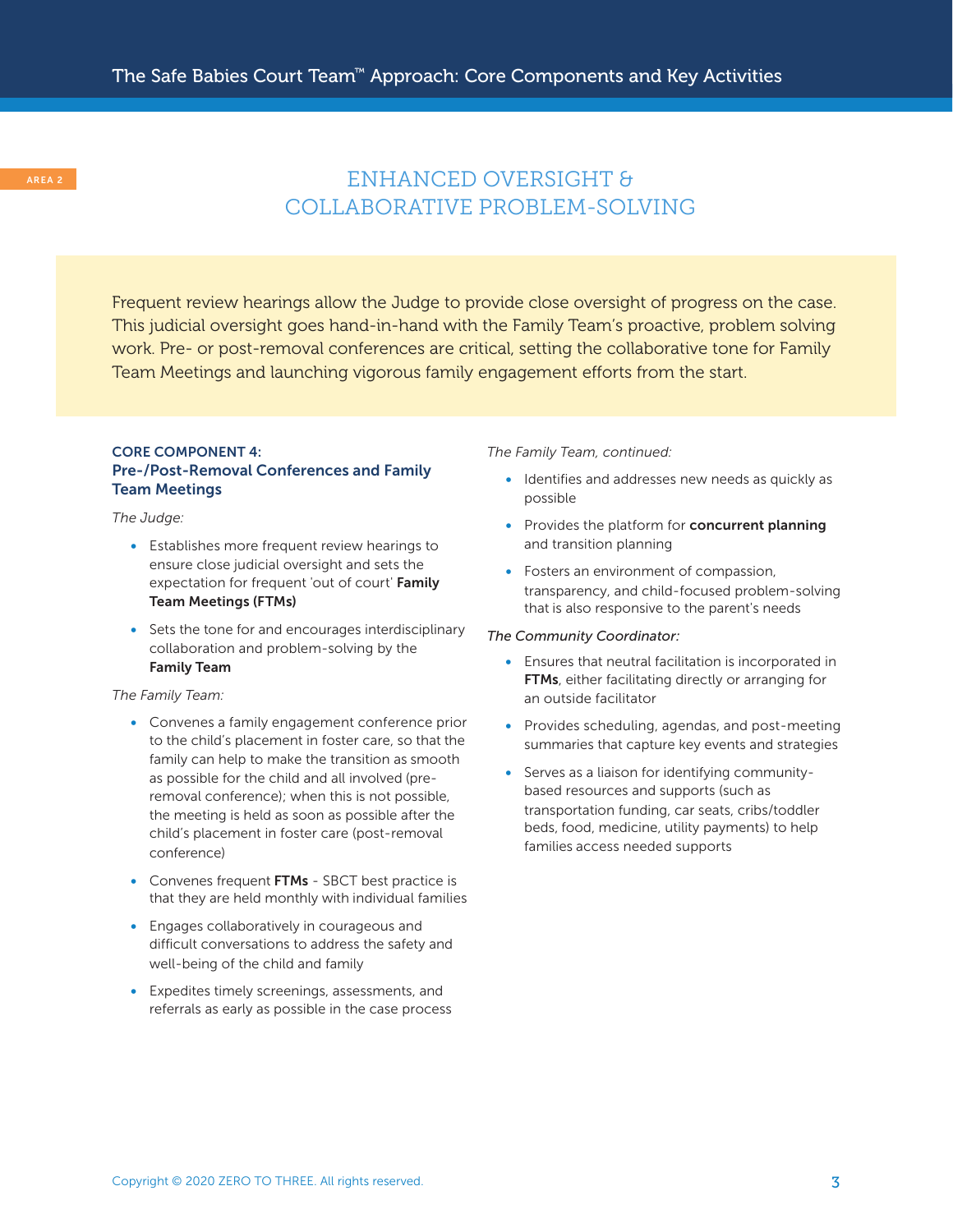AREA 2

# ENHANCED OVERSIGHT & COLLABORATIVE PROBLEM-SOLVING

Frequent review hearings allow the Judge to provide close oversight of progress on the case. This judicial oversight goes hand-in-hand with the Family Team's proactive, problem solving work. Pre- or post-removal conferences are critical, setting the collaborative tone for Family Team Meetings and launching vigorous family engagement efforts from the start.

## CORE COMPONENT 4: Pre-/Post-Removal Conferences and Family Team Meetings

*The Judge:*

- Establishes more frequent review hearings to ensure close judicial oversight and sets the expectation for frequent 'out of court' **Family Team Meetings (FTMs)**
- Sets the tone for and encourages interdisciplinary collaboration and problem-solving by the **Family Team**

*The Family Team:*

- Convenes a family engagement conference prior to the child's placement in foster care, so that the family can help to make the transition as smooth as possible for the child and all involved (pre-removal conference); when this is not possible, the meeting is held as soon as possible after the child's placement in foster care (post-removal conference)
- Convenes frequent **FTMs** - SBCT best practice is that they are held monthly with individual families
- Engages collaboratively in courageous and difficult conversations to address the safety and well-being of the child and family
- Expedites timely screenings, assessments, and referrals as early as possible in the case process

*The Family Team, continued:*

- Identifies and addresses new needs as quickly as possible
- Provides the platform for **concurrent planning** and transition planning
- Fosters an environment of compassion, transparency, and child-focused problem-solving that is also responsive to the parent's needs

*The Community Coordinator:*

- Ensures that neutral facilitation is incorporated in **FTMs**, either facilitating directly or arranging for an outside facilitator
- Provides scheduling, agendas, and post-meeting summaries that capture key events and strategies
- Serves as a liaison for identifying community-based resources and supports (such as transportation funding, car seats, cribs/toddler beds, food, medicine, utility payments) to help families access needed supports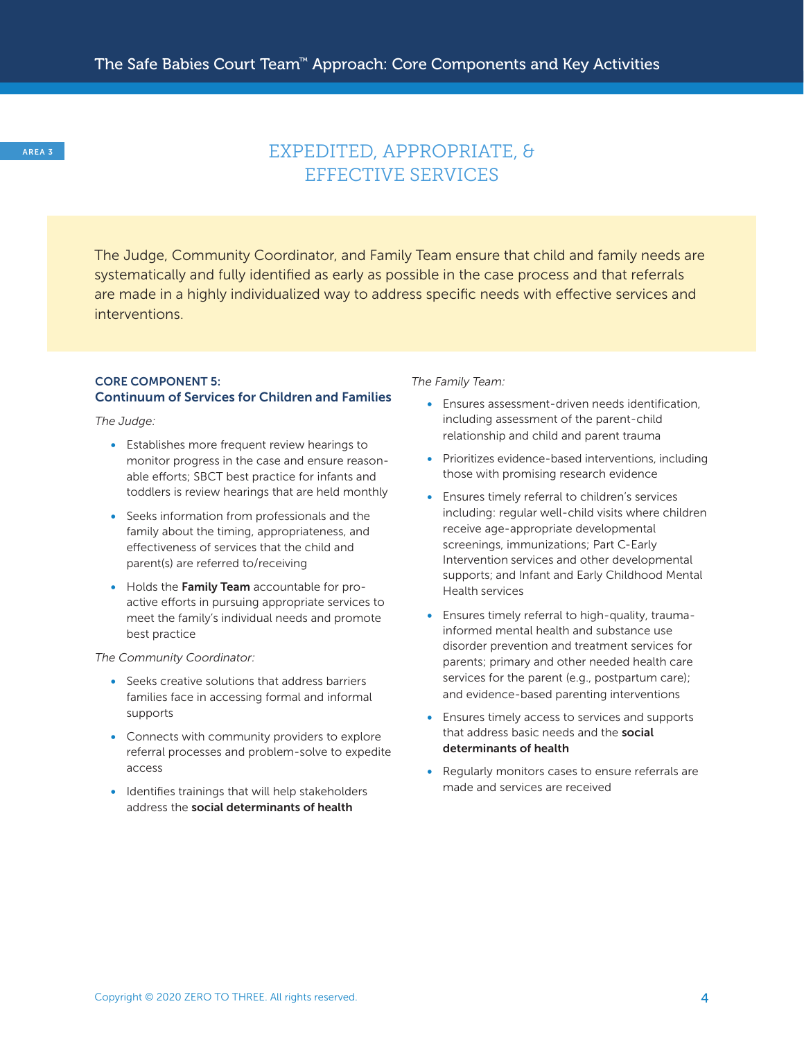AREA 3

# EXPEDITED, APPROPRIATE, & EFFECTIVE SERVICES

The Judge, Community Coordinator, and Family Team ensure that child and family needs are systematically and fully identified as early as possible in the case process and that referrals are made in a highly individualized way to address specific needs with effective services and interventions.

## CORE COMPONENT 5: Continuum of Services for Children and Families

*The Judge:*

- Establishes more frequent review hearings to monitor progress in the case and ensure reasonable efforts; SBCT best practice for infants and toddlers is review hearings that are held monthly
- Seeks information from professionals and the family about the timing, appropriateness, and effectiveness of services that the child and parent(s) are referred to/receiving
- Holds the **Family Team** accountable for proactive efforts in pursuing appropriate services to meet the family's individual needs and promote best practice

*The Community Coordinator:*

- Seeks creative solutions that address barriers families face in accessing formal and informal supports
- Connects with community providers to explore referral processes and problem-solve to expedite access
- Identifies trainings that will help stakeholders address the **social determinants of health**

*The Family Team:*

- Ensures assessment-driven needs identification, including assessment of the parent-child relationship and child and parent trauma
- Prioritizes evidence-based interventions, including those with promising research evidence
- Ensures timely referral to children's services including: regular well-child visits where children receive age-appropriate developmental screenings, immunizations; Part C-Early Intervention services and other developmental supports; and Infant and Early Childhood Mental Health services
- Ensures timely referral to high-quality, trauma-informed mental health and substance use disorder prevention and treatment services for parents; primary and other needed health care services for the parent (e.g., postpartum care); and evidence-based parenting interventions
- Ensures timely access to services and supports that address basic needs and the **social determinants of health**
- Regularly monitors cases to ensure referrals are made and services are received

Copyright © 2020 ZERO TO THREE. All rights reserved.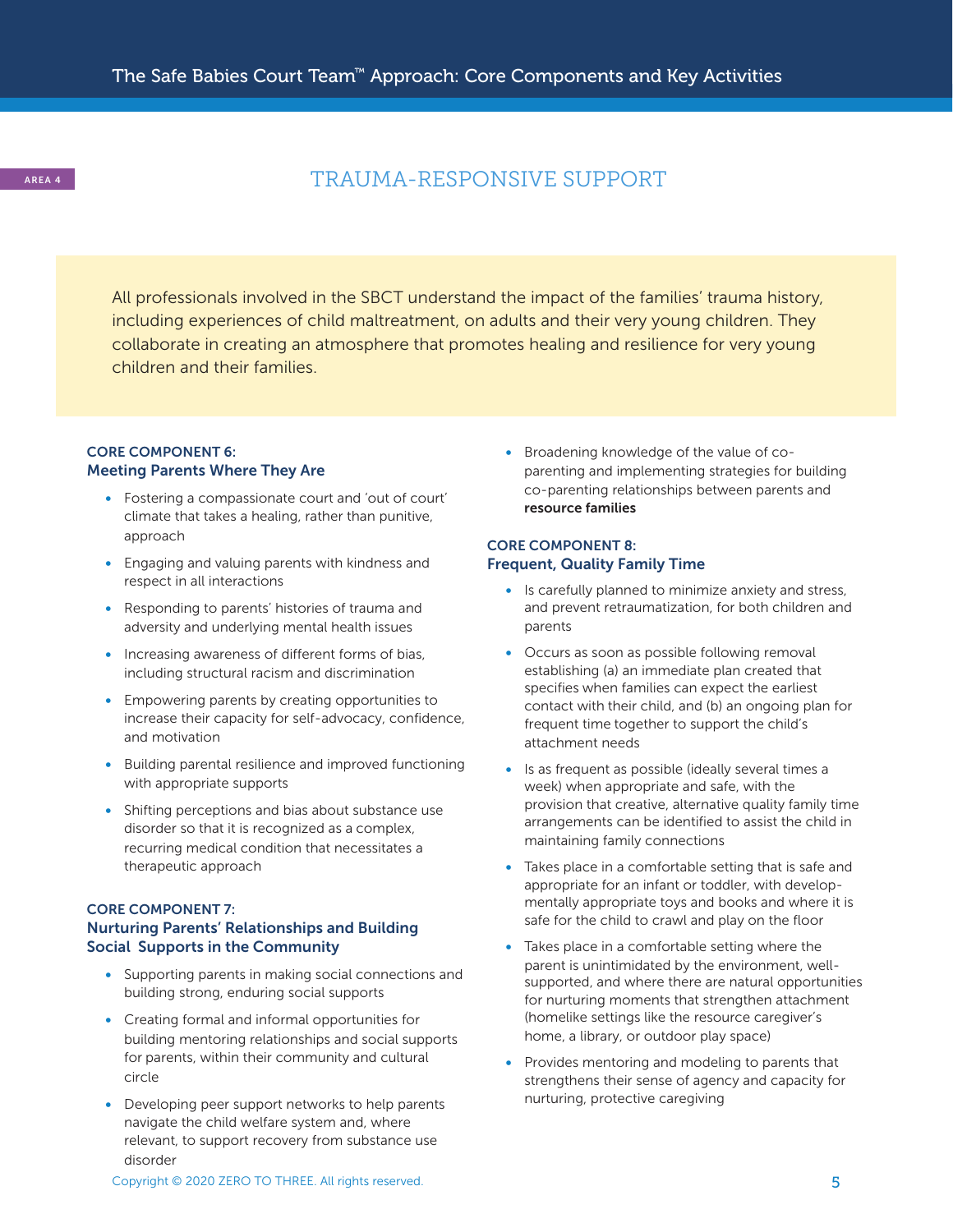AREA 4

# TRAUMA-RESPONSIVE SUPPORT

All professionals involved in the SBCT understand the impact of the families' trauma history, including experiences of child maltreatment, on adults and their very young children. They collaborate in creating an atmosphere that promotes healing and resilience for very young children and their families.

### CORE COMPONENT 6: Meeting Parents Where They Are

- Fostering a compassionate court and 'out of court' climate that takes a healing, rather than punitive, approach
- Engaging and valuing parents with kindness and respect in all interactions
- Responding to parents' histories of trauma and adversity and underlying mental health issues
- Increasing awareness of different forms of bias, including structural racism and discrimination
- Empowering parents by creating opportunities to increase their capacity for self-advocacy, confidence, and motivation
- Building parental resilience and improved functioning with appropriate supports
- Shifting perceptions and bias about substance use disorder so that it is recognized as a complex, recurring medical condition that necessitates a therapeutic approach

### CORE COMPONENT 7: Nurturing Parents' Relationships and Building Social Supports in the Community

- Supporting parents in making social connections and building strong, enduring social supports
- Creating formal and informal opportunities for building mentoring relationships and social supports for parents, within their community and cultural circle
- Developing peer support networks to help parents navigate the child welfare system and, where relevant, to support recovery from substance use disorder
- Broadening knowledge of the value of co-parenting and implementing strategies for building co-parenting relationships between parents and **resource families**

### CORE COMPONENT 8: Frequent, Quality Family Time

- Is carefully planned to minimize anxiety and stress, and prevent retraumatization, for both children and parents
- Occurs as soon as possible following removal establishing (a) an immediate plan created that specifies when families can expect the earliest contact with their child, and (b) an ongoing plan for frequent time together to support the child's attachment needs
- Is as frequent as possible (ideally several times a week) when appropriate and safe, with the provision that creative, alternative quality family time arrangements can be identified to assist the child in maintaining family connections
- Takes place in a comfortable setting that is safe and appropriate for an infant or toddler, with developmentally appropriate toys and books and where it is safe for the child to crawl and play on the floor
- Takes place in a comfortable setting where the parent is unintimidated by the environment, well-supported, and where there are natural opportunities for nurturing moments that strengthen attachment (homelike settings like the resource caregiver's home, a library, or outdoor play space)
- Provides mentoring and modeling to parents that strengthens their sense of agency and capacity for nurturing, protective caregiving

Copyright © 2020 ZERO TO THREE. All rights reserved.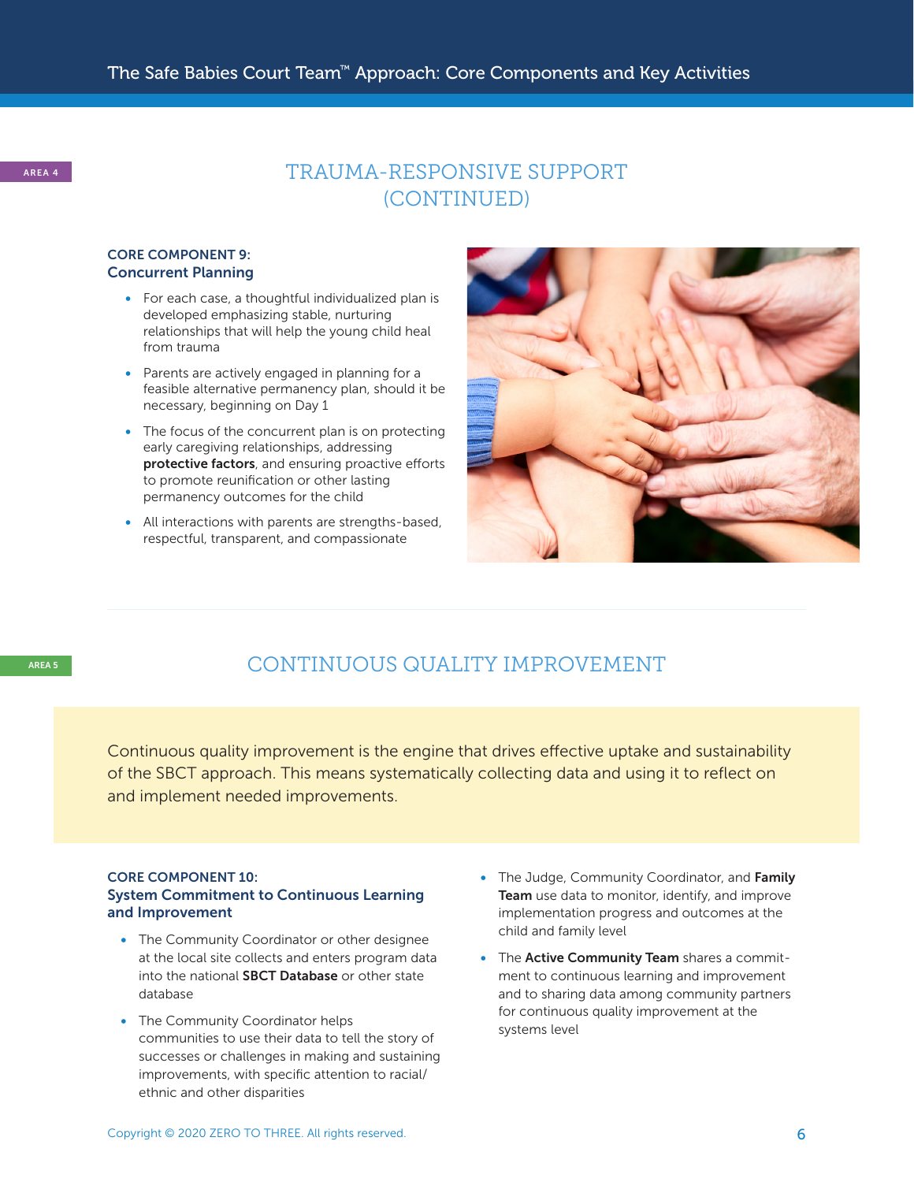AREA 4

## TRAUMA-RESPONSIVE SUPPORT (CONTINUED)

### CORE COMPONENT 9: Concurrent Planning

- For each case, a thoughtful individualized plan is developed emphasizing stable, nurturing relationships that will help the young child heal from trauma
- Parents are actively engaged in planning for a feasible alternative permanency plan, should it be necessary, beginning on Day 1
- The focus of the concurrent plan is on protecting early caregiving relationships, addressing **protective factors**, and ensuring proactive efforts to promote reunification or other lasting permanency outcomes for the child
- All interactions with parents are strengths-based, respectful, transparent, and compassionate

AREA 5

## CONTINUOUS QUALITY IMPROVEMENT

Continuous quality improvement is the engine that drives effective uptake and sustainability of the SBCT approach. This means systematically collecting data and using it to reflect on and implement needed improvements.

### CORE COMPONENT 10: System Commitment to Continuous Learning and Improvement

- The Community Coordinator or other designee at the local site collects and enters program data into the national **SBCT Database** or other state database
- The Community Coordinator helps communities to use their data to tell the story of successes or challenges in making and sustaining improvements, with specific attention to racial/ethnic and other disparities
- The Judge, Community Coordinator, and **Family Team** use data to monitor, identify, and improve implementation progress and outcomes at the child and family level
- The **Active Community Team** shares a commitment to continuous learning and improvement and to sharing data among community partners for continuous quality improvement at the systems level

Copyright © 2020 ZERO TO THREE. All rights reserved.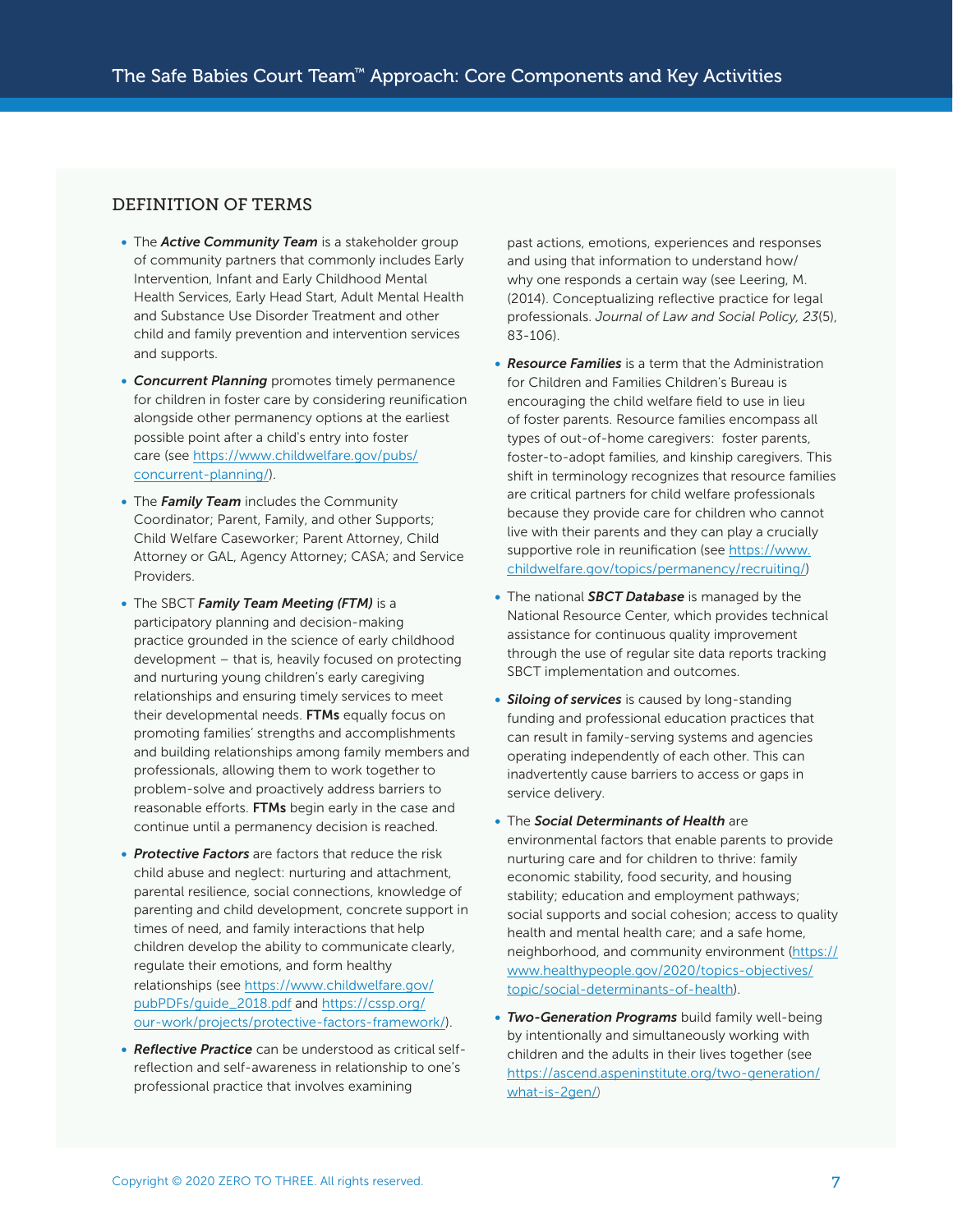## DEFINITION OF TERMS

- The ***Active Community Team*** is a stakeholder group of community partners that commonly includes Early Intervention, Infant and Early Childhood Mental Health Services, Early Head Start, Adult Mental Health and Substance Use Disorder Treatment and other child and family prevention and intervention services and supports.
- ***Concurrent Planning*** promotes timely permanence for children in foster care by considering reunification alongside other permanency options at the earliest possible point after a child's entry into foster care (see https://www.childwelfare.gov/pubs/concurrent-planning/).
- The ***Family Team*** includes the Community Coordinator; Parent, Family, and other Supports; Child Welfare Caseworker; Parent Attorney, Child Attorney or GAL, Agency Attorney; CASA; and Service Providers.
- The SBCT ***Family Team Meeting (FTM)*** is a participatory planning and decision-making practice grounded in the science of early childhood development – that is, heavily focused on protecting and nurturing young children's early caregiving relationships and ensuring timely services to meet their developmental needs. **FTMs** equally focus on promoting families' strengths and accomplishments and building relationships among family members and professionals, allowing them to work together to problem-solve and proactively address barriers to reasonable efforts. **FTMs** begin early in the case and continue until a permanency decision is reached.
- ***Protective Factors*** are factors that reduce the risk child abuse and neglect: nurturing and attachment, parental resilience, social connections, knowledge of parenting and child development, concrete support in times of need, and family interactions that help children develop the ability to communicate clearly, regulate their emotions, and form healthy relationships (see https://www.childwelfare.gov/pubPDFs/guide_2018.pdf and https://cssp.org/our-work/projects/protective-factors-framework/).
- ***Reflective Practice*** can be understood as critical self-reflection and self-awareness in relationship to one's professional practice that involves examining past actions, emotions, experiences and responses and using that information to understand how/why one responds a certain way (see Leering, M. (2014). Conceptualizing reflective practice for legal professionals. *Journal of Law and Social Policy, 23*(5), 83-106).
- ***Resource Families*** is a term that the Administration for Children and Families Children's Bureau is encouraging the child welfare field to use in lieu of foster parents. Resource families encompass all types of out-of-home caregivers: foster parents, foster-to-adopt families, and kinship caregivers. This shift in terminology recognizes that resource families are critical partners for child welfare professionals because they provide care for children who cannot live with their parents and they can play a crucially supportive role in reunification (see https://www.childwelfare.gov/topics/permanency/recruiting/)
- The national ***SBCT Database*** is managed by the National Resource Center, which provides technical assistance for continuous quality improvement through the use of regular site data reports tracking SBCT implementation and outcomes.
- ***Siloing of services*** is caused by long-standing funding and professional education practices that can result in family-serving systems and agencies operating independently of each other. This can inadvertently cause barriers to access or gaps in service delivery.
- The ***Social Determinants of Health*** are environmental factors that enable parents to provide nurturing care and for children to thrive: family economic stability, food security, and housing stability; education and employment pathways; social supports and social cohesion; access to quality health and mental health care; and a safe home, neighborhood, and community environment (https://www.healthypeople.gov/2020/topics-objectives/topic/social-determinants-of-health).
- ***Two-Generation Programs*** build family well-being by intentionally and simultaneously working with children and the adults in their lives together (see https://ascend.aspeninstitute.org/two-generation/what-is-2gen/)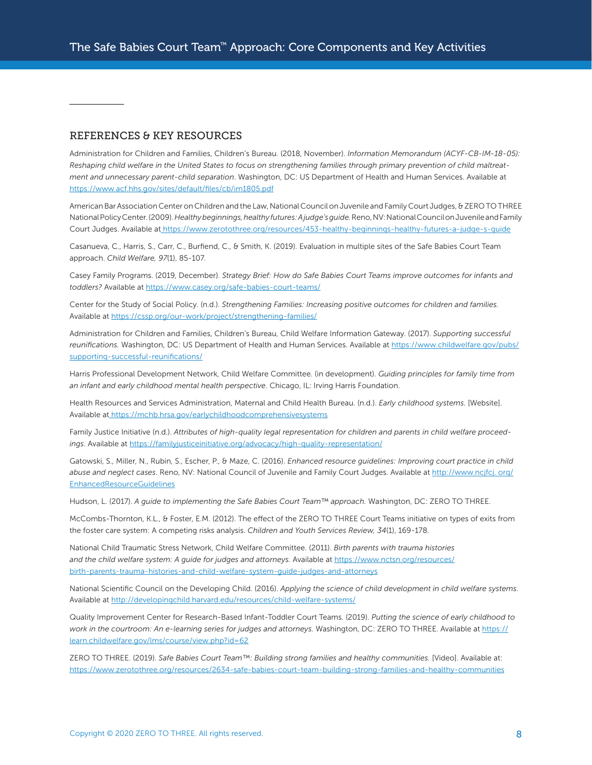## REFERENCES & KEY RESOURCES

Administration for Children and Families, Children's Bureau. (2018, November). *Information Memorandum (ACYF-CB-IM-18-05): Reshaping child welfare in the United States to focus on strengthening families through primary prevention of child maltreatment and unnecessary parent-child separation*. Washington, DC: US Department of Health and Human Services. Available at https://www.acf.hhs.gov/sites/default/files/cb/im1805.pdf

American Bar Association Center on Children and the Law, National Council on Juvenile and Family Court Judges, & ZERO TO THREE National Policy Center. (2009). *Healthy beginnings, healthy futures: A judge's guide.* Reno, NV: National Council on Juvenile and Family Court Judges. Available at https://www.zerotothree.org/resources/453-healthy-beginnings-healthy-futures-a-judge-s-guide

Casanueva, C., Harris, S., Carr, C., Burfiend, C., & Smith, K. (2019). Evaluation in multiple sites of the Safe Babies Court Team approach. *Child Welfare, 97*(1), 85-107.

Casey Family Programs. (2019, December). *Strategy Brief: How do Safe Babies Court Teams improve outcomes for infants and toddlers?* Available at https://www.casey.org/safe-babies-court-teams/

Center for the Study of Social Policy. (n.d.). *Strengthening Families: Increasing positive outcomes for children and families.* Available at https://cssp.org/our-work/project/strengthening-families/

Administration for Children and Families, Children's Bureau, Child Welfare Information Gateway. (2017). *Supporting successful reunifications.* Washington, DC: US Department of Health and Human Services. Available at https://www.childwelfare.gov/pubs/supporting-successful-reunifications/

Harris Professional Development Network, Child Welfare Committee. (in development). *Guiding principles for family time from an infant and early childhood mental health perspective*. Chicago, IL: Irving Harris Foundation.

Health Resources and Services Administration, Maternal and Child Health Bureau. (n.d.). *Early childhood systems*. [Website]. Available at https://mchb.hrsa.gov/earlychildhoodcomprehensivesystems

Family Justice Initiative (n.d.). *Attributes of high-quality legal representation for children and parents in child welfare proceedings*. Available at https://familyjusticeinitiative.org/advocacy/high-quality-representation/

Gatowski, S., Miller, N., Rubin, S., Escher, P., & Maze, C. (2016). *Enhanced resource guidelines: Improving court practice in child abuse and neglect cases*. Reno, NV: National Council of Juvenile and Family Court Judges. Available at http://www.ncjfcj.org/EnhancedResourceGuidelines

Hudson, L. (2017). *A guide to implementing the Safe Babies Court Team™ approach.* Washington, DC: ZERO TO THREE.

McCombs-Thornton, K.L., & Foster, E.M. (2012). The effect of the ZERO TO THREE Court Teams initiative on types of exits from the foster care system: A competing risks analysis. *Children and Youth Services Review, 34*(1), 169-178.

National Child Traumatic Stress Network, Child Welfare Committee. (2011). *Birth parents with trauma histories and the child welfare system: A guide for judges and attorneys.* Available at https://www.nctsn.org/resources/birth-parents-trauma-histories-and-child-welfare-system-guide-judges-and-attorneys

National Scientific Council on the Developing Child. (2016). *Applying the science of child development in child welfare systems*. Available at http://developingchild.harvard.edu/resources/child-welfare-systems/

Quality Improvement Center for Research-Based Infant-Toddler Court Teams. (2019). *Putting the science of early childhood to work in the courtroom: An e-learning series for judges and attorneys.* Washington, DC: ZERO TO THREE. Available at https://learn.childwelfare.gov/lms/course/view.php?id=62

ZERO TO THREE. (2019). *Safe Babies Court Team™: Building strong families and healthy communities.* [Video]. Available at: https://www.zerotothree.org/resources/2634-safe-babies-court-team-building-strong-families-and-healthy-communities